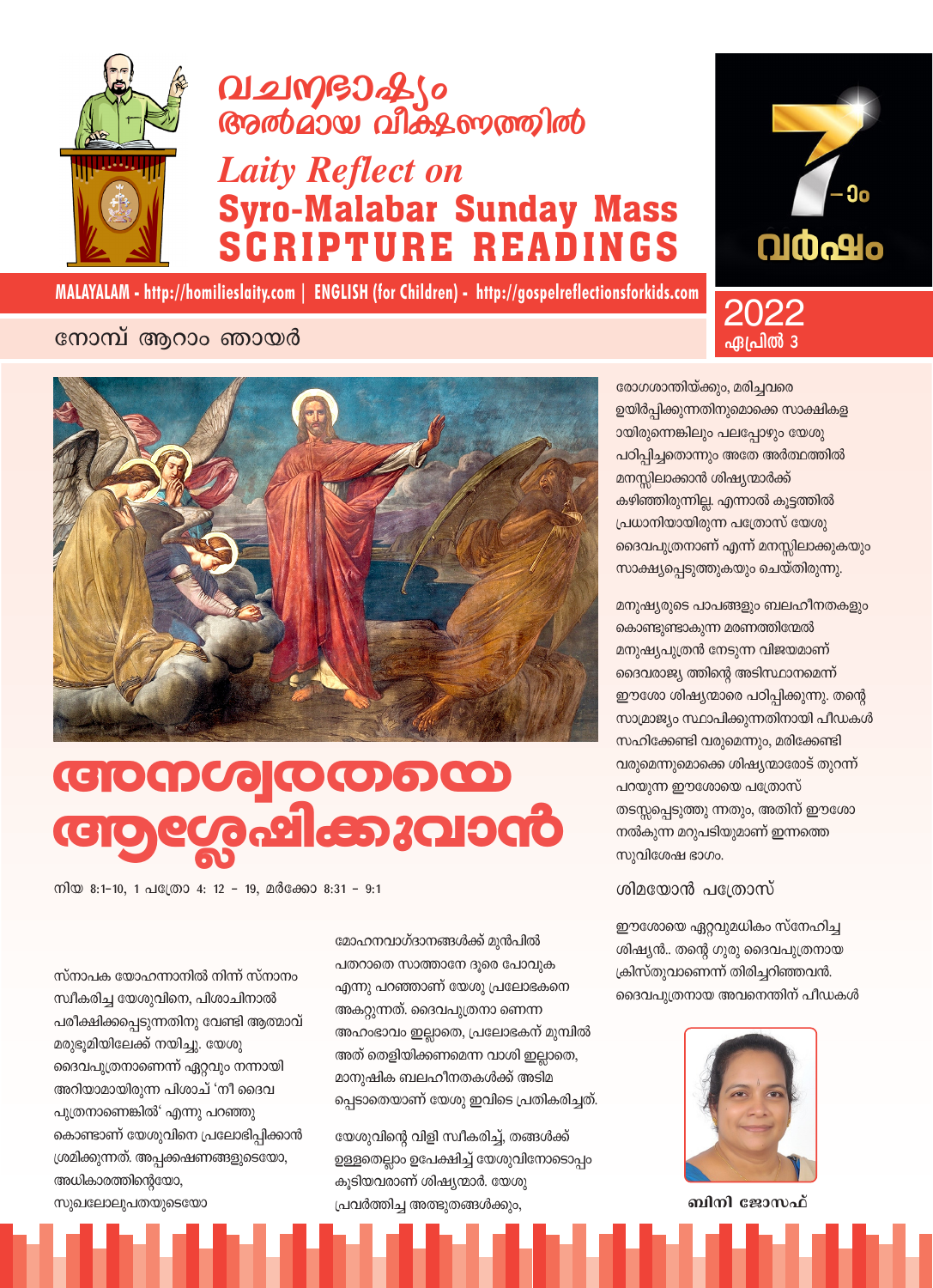# വചനഭാഷ്യം അൽമായ വീക്ഷണത്തിൽ

## *Laity Reflect on* Syro-Malabar Sunday Mass SCRIPTURE READINGS

**MALAYALAM - http://homilieslaity.com | ENGLISH (for Children) - http://gospelreflectionsforkids.com**

7-ാം വർഷം

2022 ഏപ്രിൽ 3

നോമ്പ് ആറാം ഞായർ

# അനശ്വരതയെ ആശ്ലേഷിക്കുവാൻ

നിയ 8:1-10, 1 പത്രോ 4: 12 – 19, മർക്കോ 8:31 – 9:1

സ്നാപക യോഹന്നാനിൽ നിന്ന് സ്നാനം സ്വീകരിച്ച യേശുവിനെ, പിശാചിനാൽ പരീക്ഷിക്കപ്പെടുന്നതിനു വേണ്ടി ആത്മാവ് മരുഭൂമിയിലേക്ക് നയിച്ചു. യേശു ദൈവപുത്രനാണെന്ന് ഏറ്റവും നന്നായി അറിയാമായിരുന്ന പിശാച് 'നീ ദൈവ പുത്രനാണെങ്കിൽ' എന്നു പറഞ്ഞു കൊണ്ടാണ് യേശുവിനെ പ്രലോഭിപ്പിക്കാൻ ശ്രമിക്കുന്നത്. അപ്പക്ഷണങ്ങളുടെയോ, അധികാരത്തിന്റെയോ, സുഖലോലുപതയുടെയോ മോഹനവാഗ്ദാനങ്ങൾക്ക് മുൻപിൽ പതറാതെ സാത്താനേ ദൂരെ പോവുക എന്നു പറഞ്ഞാണ് യേശു പ്രലോഭകനെ അകറ്റുന്നത്. ദൈവപുത്രനാ ണെന്ന അഹംഭാവം ഇല്ലാതെ, പ്രലോഭകന് മുമ്പിൽ അത് തെളിയിക്കണമെന്ന വാശി ഇല്ലാതെ, മാനുഷിക ബലഹീനതകൾക്ക് അടിമ പ്പെടാതെയാണ് യേശു ഇവിടെ പ്രതികരിച്ചത്.

യേശുവിന്റെ വിളി സ്വീകരിച്ച്, തങ്ങൾക്ക് ഉള്ളതെല്ലാം ഉപേക്ഷിച്ച് യേശുവിനോടൊപ്പം കൂടിയവരാണ് ശിഷ്യന്മാർ. യേശു പ്രവർത്തിച്ച അത്ഭുതങ്ങൾക്കും, രോഗശാന്തിയ്ക്കും, മരിച്ചവരെ ഉയിർപ്പിക്കുന്നതിനുമൊക്കെ സാക്ഷികള ായിരുന്നെങ്കിലും പലപ്പോഴും യേശു പഠിപ്പിച്ചതൊന്നും അതേ അർത്ഥത്തിൽ മനസ്സിലാക്കാൻ ശിഷ്യന്മാർക്ക് കഴിഞ്ഞിരുന്നില്ല. എന്നാൽ കൂട്ടത്തിൽ പ്രധാനിയായിരുന്ന പത്രോസ് യേശു ദൈവപുത്രനാണ് എന്ന് മനസ്സിലാക്കുകയും സാക്ഷ്യപ്പെടുത്തുകയും ചെയ്തിരുന്നു.

മനുഷ്യരുടെ പാപങ്ങളും ബലഹീനതകളും കൊണ്ടുണ്ടാകുന്ന മരണത്തിന്മേൽ മനുഷ്യപുത്രൻ നേടുന്ന വിജയമാണ് ദൈവരാജ്യ ത്തിന്റെ അടിസ്ഥാനമെന്ന് ഈശോ ശിഷ്യന്മാരെ പഠിപ്പിക്കുന്നു. തന്റെ സാമ്രാജ്യം സ്ഥാപിക്കുന്നതിനായി പീഡകൾ സഹിക്കേണ്ടി വരുമെന്നും, മരിക്കേണ്ടി വരുമെന്നുമൊക്കെ ശിഷ്യന്മാരോട് തുറന്ന് പറയുന്ന ഈശോയെ പത്രോസ് തടസ്സപ്പെടുത്തു ന്നതും, അതിന് ഈശോ നൽകുന്ന മറുപടിയുമാണ് ഇന്നത്തെ സുവിശേഷ ഭാഗം.

### ശിമയോൻ പത്രോസ്

ഈശോയെ ഏറ്റവുമധികം സ്നേഹിച്ച ശിഷ്യൻ.. തന്റെ ഗുരു ദൈവപുത്രനായ ക്രിസ്തുവാണെന്ന് തിരിച്ചറിഞ്ഞവൻ. ദൈവപുത്രനായ അവനെന്തിന് പീഡകൾ

ബിനി ജോസഫ്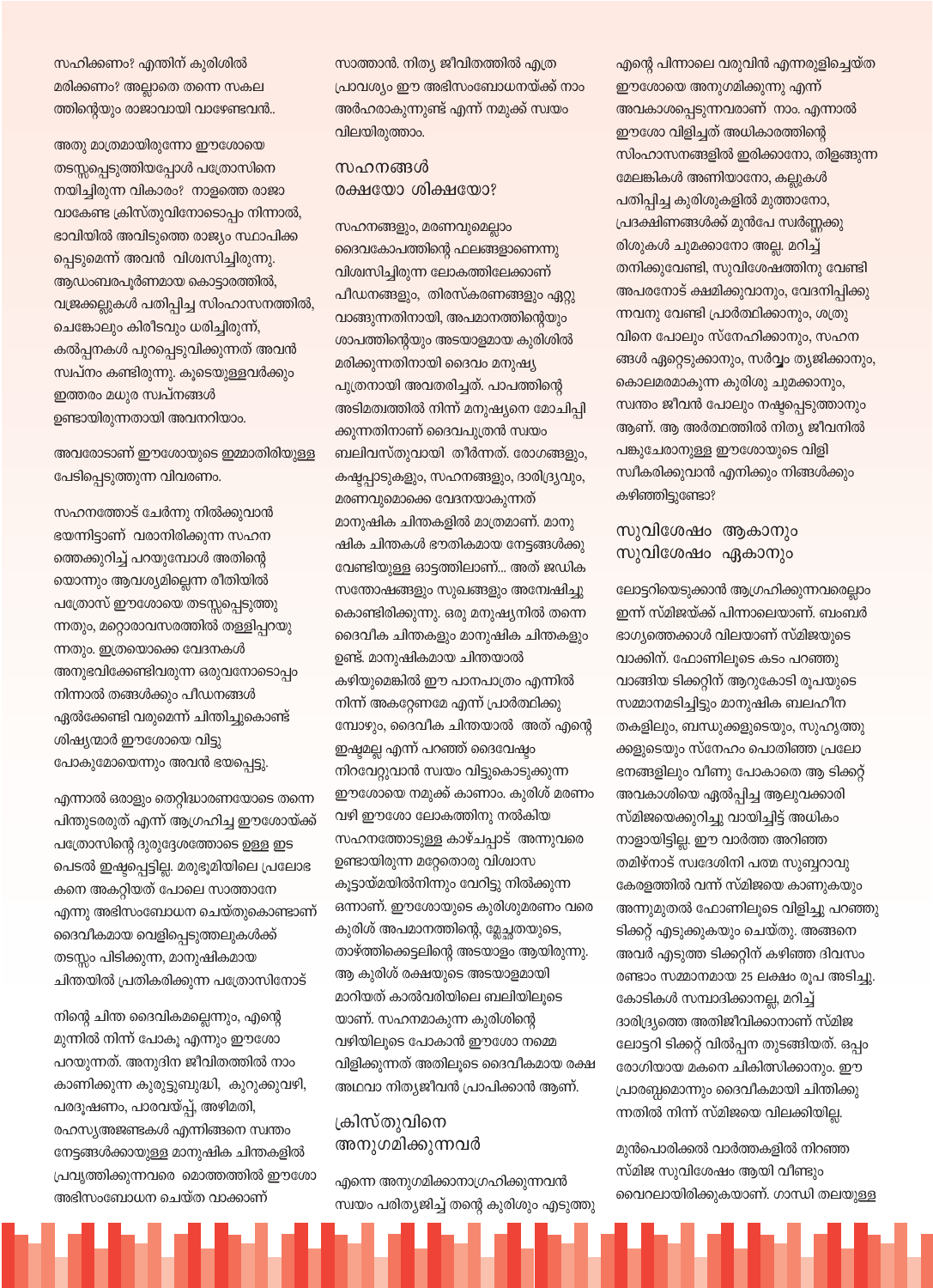സഹിക്കണം? എന്തിന് കുരിശിൽ മരിക്കണം? അല്ലാതെ തന്നെ സകല ത്തിന്റെയും രാജാവായി വാഴേണ്ടവൻ..

അതു മാത്രമായിരുന്നോ ഈശോയെ തടസ്സപ്പെടുത്തിയപ്പോൾ പത്രോസിനെ നയിച്ചിരുന്ന വികാരം? നാളത്തെ രാജാ വാകേണ്ട ക്രിസ്തുവിനോടൊപ്പം നിന്നാൽ, ഭാവിയിൽ അവിടുത്തെ രാജ്യം സ്ഥാപിക്ക പ്പെടുമെന്ന് അവൻ വിശ്വസിച്ചിരുന്നു. ആഡംബരപൂർണമായ കൊട്ടാരത്തിൽ, വജ്രക്കല്ലുകൾ പതിപ്പിച്ച സിംഹാസനത്തിൽ, ചെങ്കോലും കിരീടവും ധരിച്ചിരുന്ന്, കൽപ്പനകൾ പുറപ്പെടുവിക്കുന്നത് അവൻ സ്വപ്നം കണ്ടിരുന്നു. കൂടെയുള്ളവർക്കും ഇത്തരം മധുര സ്വപ്നങ്ങൾ ഉണ്ടായിരുന്നതായി അവനറിയാം.

അവരോടാണ് ഈശോയുടെ ഇമ്മാതിരിയുള്ള പേടിപ്പെടുത്തുന്ന വിവരണം.

സഹനത്തോട് ചേർന്നു നിൽക്കുവാൻ ഭയന്നിട്ടാണ് വരാനിരിക്കുന്ന സഹന ത്തെക്കുറിച്ച് പറയുമ്പോൾ അതിന്റെ യൊന്നും ആവശ്യമില്ലെന്ന രീതിയിൽ പത്രോസ് ഈശോയെ തടസ്സപ്പെടുത്തു ന്നതും, മറ്റൊരാവസരത്തിൽ തള്ളിപ്പറയു ന്നതും. ഇത്രയൊക്കെ വേദനകൾ അനുഭവിക്കേണ്ടിവരുന്ന ഒരുവനോടൊപ്പം നിന്നാൽ തങ്ങൾക്കും പീഡനങ്ങൾ ഏൽക്കേണ്ടി വരുമെന്ന് ചിന്തിച്ചുകൊണ്ട് ശിഷ്യന്മാർ ഈശോയെ വിട്ടു പോകുമോയെന്നും അവൻ ഭയപ്പെട്ടു.

എന്നാൽ ഒരാളും തെറ്റിദ്ധാരണയോടെ തന്നെ പിന്തുടരരുത് എന്ന് ആഗ്രഹിച്ച ഈശോയ്ക്ക് പത്രോസിന്റെ ദുരുദ്ദേശത്തോടെ ഉള്ള ഇട പെടൽ ഇഷ്ടപ്പെട്ടില്ല. മരുഭൂമിയിലെ പ്രലോഭ കനെ അകറ്റിയത് പോലെ സാത്താനേ എന്നു അഭിസംബോധന ചെയ്തുകൊണ്ടാണ് ദൈവീകമായ വെളിപ്പെടുത്തലുകൾക്ക് തടസ്സം പിടിക്കുന്ന, മാനുഷികമായ ചിന്തയിൽ പ്രതികരിക്കുന്ന പത്രോസിനോട്

നിന്റെ ചിന്ത ദൈവികമല്ലെന്നും, എന്റെ മുന്നിൽ നിന്ന് പോകൂ എന്നും ഈശോ പറയുന്നത്. അനുദിന ജീവിതത്തിൽ നാം കാണിക്കുന്ന കുരുട്ടുബുദ്ധി, കുറുക്കുവഴി, പരദൂഷണം, പാരവയ്പ്പ്, അഴിമതി, രഹസ്യഅജണ്ടകൾ എന്നിങ്ങനെ സ്വന്തം നേട്ടങ്ങൾക്കായുള്ള മാനുഷിക ചിന്തകളിൽ പ്രവൃത്തിക്കുന്നവരെ മൊത്തത്തിൽ ഈശോ അഭിസംബോധന ചെയ്ത വാക്കാണ് സാത്താൻ. നിത്യ ജീവിതത്തിൽ എത്ര പ്രാവശ്യം ഈ അഭിസംബോധനയ്ക്ക് നാം അർഹരാകുന്നുണ്ട് എന്ന് നമുക്ക് സ്വയം വിലയിരുത്താം.

## സഹനങ്ങൾ രക്ഷയോ ശിക്ഷയോ?

സഹനങ്ങളും, മരണവുമെല്ലാം ദൈവകോപത്തിന്റെ ഫലങ്ങളാണെന്നു വിശ്വസിച്ചിരുന്ന ലോകത്തിലേക്കാണ് പീഡനങ്ങളും, തിരസ്കരണങ്ങളും ഏറ്റു വാങ്ങുന്നതിനായി, അപമാനത്തിന്റെയും ശാപത്തിന്റെയും അടയാളമായ കുരിശിൽ മരിക്കുന്നതിനായി ദൈവം മനുഷ്യ പുത്രനായി അവതരിച്ചത്. പാപത്തിന്റെ അടിമത്വത്തിൽ നിന്ന് മനുഷ്യനെ മോചിപ്പി ക്കുന്നതിനാണ് ദൈവപുത്രൻ സ്വയം ബലിവസ്തുവായി തീർന്നത്. രോഗങ്ങളും, കഷ്ടപ്പാടുകളും, സഹനങ്ങളും, ദാരിദ്ര്യവും, മരണവുമൊക്കെ വേദനയാകുന്നത് മാനുഷിക ചിന്തകളിൽ മാത്രമാണ്. മാനു ഷിക ചിന്തകൾ ഭൗതികമായ നേട്ടങ്ങൾക്കു വേണ്ടിയുള്ള ഓട്ടത്തിലാണ്... അത് ജഡിക സന്തോഷങ്ങളും സുഖങ്ങളും അന്വേഷിച്ചു കൊണ്ടിരിക്കുന്നു. ഒരു മനുഷ്യനിൽ തന്നെ ദൈവീക ചിന്തകളും മാനുഷിക ചിന്തകളും ഉണ്ട്. മാനുഷികമായ ചിന്തയാൽ കഴിയുമെങ്കിൽ ഈ പാനപാത്രം എന്നിൽ നിന്ന് അകറ്റേണമേ എന്ന് പ്രാർത്ഥിക്കു മ്പോഴും, ദൈവീക ചിന്തയാൽ അത് എന്റെ ഇഷ്ടമല്ല എന്ന് പറഞ്ഞ് ദൈവേഷ്ടം നിറവേറ്റുവാൻ സ്വയം വിട്ടുകൊടുക്കുന്ന ഈശോയെ നമുക്ക് കാണാം. കുരിശ് മരണം വഴി ഈശോ ലോകത്തിനു നൽകിയ സഹനത്തോടുള്ള കാഴ്ചപ്പാട് അന്നുവരെ ഉണ്ടായിരുന്ന മറ്റേതൊരു വിശ്വാസ കൂട്ടായ്മയിൽനിന്നും വേറിട്ടു നിൽക്കുന്ന ഒന്നാണ്. ഈശോയുടെ കുരിശുമരണം വരെ കുരിശ് അപമാനത്തിന്റെ, മ്ലേച്ഛതയുടെ, താഴ്ത്തിക്കെട്ടലിന്റെ അടയാളം ആയിരുന്നു. ആ കുരിശ് രക്ഷയുടെ അടയാളമായി മാറിയത് കാൽവരിയിലെ ബലിയിലൂടെ യാണ്. സഹനമാകുന്ന കുരിശിന്റെ വഴിയിലൂടെ പോകാൻ ഈശോ നമ്മെ വിളിക്കുന്നത് അതിലൂടെ ദൈവീകമായ രക്ഷ അഥവാ നിത്യജീവൻ പ്രാപിക്കാൻ ആണ്.

## ക്രിസ്തുവിനെ അനുഗമിക്കുന്നവർ

എന്നെ അനുഗമിക്കാനാഗ്രഹിക്കുന്നവൻ സ്വയം പരിത്യജിച്ച് തന്റെ കുരിശും എടുത്തു എന്റെ പിന്നാലെ വരുവിൻ എന്നരുളിച്ചെയ്ത ഈശോയെ അനുഗമിക്കുന്നു എന്ന് അവകാശപ്പെടുന്നവരാണ് നാം. എന്നാൽ ഈശോ വിളിച്ചത് അധികാരത്തിന്റെ സിംഹാസനങ്ങളിൽ ഇരിക്കാനോ, തിളങ്ങുന്ന മേലങ്കികൾ അണിയാനോ, കല്ലുകൾ പതിപ്പിച്ച കുരിശുകളിൽ മുത്താനോ, പ്രദക്ഷിണങ്ങൾക്ക് മുൻപേ സ്വർണ്ണക്കു രിശുകൾ ചുമക്കാനോ അല്ല. മറിച്ച് തനിക്കുവേണ്ടി, സുവിശേഷത്തിനു വേണ്ടി അപരനോട് ക്ഷമിക്കുവാനും, വേദനിപ്പിക്കു ന്നവനു വേണ്ടി പ്രാർത്ഥിക്കാനും, ശത്രു വിനെ പോലും സ്നേഹിക്കാനും, സഹന ങ്ങൾ ഏറ്റെടുക്കാനും, സർവ്വം ത്യജിക്കാനും, കൊലമരമാകുന്ന കുരിശു ചുമക്കാനും, സ്വന്തം ജീവൻ പോലും നഷ്ടപ്പെടുത്താനും ആണ്. ആ അർത്ഥത്തിൽ നിത്യ ജീവനിൽ പങ്കുചേരാനുള്ള ഈശോയുടെ വിളി സ്വീകരിക്കുവാൻ എനിക്കും നിങ്ങൾക്കും കഴിഞ്ഞിട്ടുണ്ടോ?

## സുവിശേഷം ആകാനും സുവിശേഷം ഏകാനും

ലോട്ടറിയെടുക്കാൻ ആഗ്രഹിക്കുന്നവരെല്ലാം ഇന്ന് സ്മിജയ്ക്ക് പിന്നാലെയാണ്. ബംബർ ഭാഗ്യത്തെക്കാൾ വിലയാണ് സ്മിജയുടെ വാക്കിന്. ഫോണിലൂടെ കടം പറഞ്ഞു വാങ്ങിയ ടിക്കറ്റിന് ആറുകോടി രൂപയുടെ സമ്മാനമടിച്ചിട്ടും മാനുഷിക ബലഹീന തകളിലും, ബന്ധുക്കളുടെയും, സുഹൃത്തു ക്കളുടെയും സ്നേഹം പൊതിഞ്ഞ പ്രലോ ഭനങ്ങളിലും വീണു പോകാതെ ആ ടിക്കറ്റ് അവകാശിയെ ഏൽപ്പിച്ച ആലുവക്കാരി സ്മിജയെക്കുറിച്ചു വായിച്ചിട്ട് അധികം നാളായിട്ടില്ല. ഈ വാർത്ത അറിഞ്ഞ തമിഴ്നാട് സ്വദേശിനി പത്മ സുബ്ബറാവു കേരളത്തിൽ വന്ന് സ്മിജയെ കാണുകയും അന്നുമുതൽ ഫോണിലൂടെ വിളിച്ചു പറഞ്ഞു ടിക്കറ്റ് എടുക്കുകയും ചെയ്തു. അങ്ങനെ അവർ എടുത്ത ടിക്കറ്റിന് കഴിഞ്ഞ ദിവസം രണ്ടാം സമ്മാനമായ 25 ലക്ഷം രൂപ അടിച്ചു. കോടികൾ സമ്പാദിക്കാനല്ല, മറിച്ച് ദാരിദ്ര്യത്തെ അതിജീവിക്കാനാണ് സ്മിജ ലോട്ടറി ടിക്കറ്റ് വിൽപ്പന തുടങ്ങിയത്. ഒപ്പം രോഗിയായ മകനെ ചികിത്സിക്കാനും. ഈ പ്രാരബ്ധമൊന്നും ദൈവീകമായി ചിന്തിക്കു ന്നതിൽ നിന്ന് സ്മിജയെ വിലക്കിയില്ല.

മുൻപൊരിക്കൽ വാർത്തകളിൽ നിറഞ്ഞ സ്മിജ സുവിശേഷം ആയി വീണ്ടും വൈറലായിരിക്കുകയാണ്. ഗാന്ധി തലയുള്ള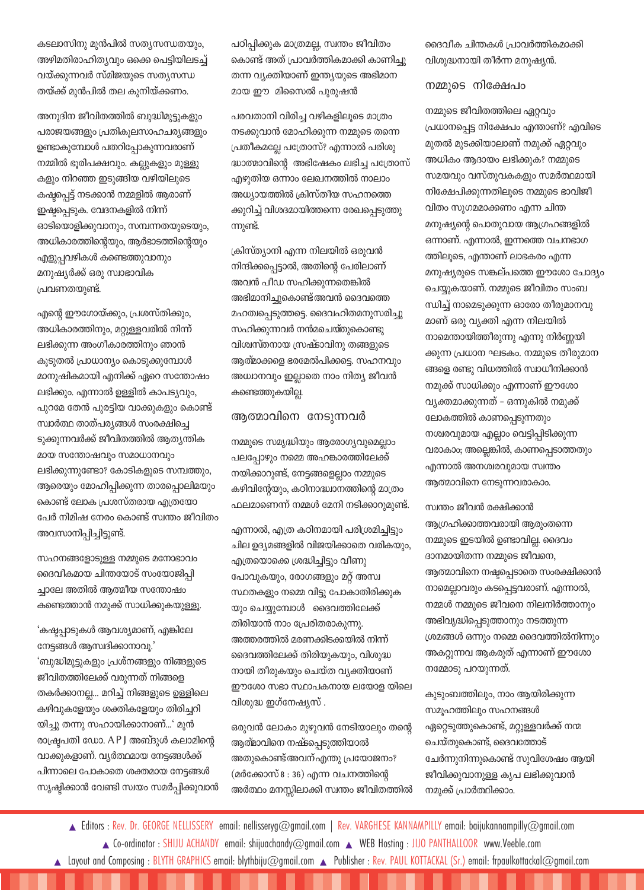കടലാസിനു മുൻപിൽ സത്യസന്ധതയും, അഴിമതിരാഹിത്യവും ഒക്കെ പെട്ടിയിലടച്ച് വയ്ക്കുന്നവർ സ്മിജയുടെ സത്യസന്ധ തയ്ക്ക് മുൻപിൽ തല കുനിയ്ക്കണം.

അനുദിന ജീവിതത്തിൽ ബുദ്ധിമുട്ടുകളും പരാജയങ്ങളും പ്രതികൂലസാഹചര്യങ്ങളും ഉണ്ടാകുമ്പോൾ പതറിപ്പോകുന്നവരാണ് നമ്മിൽ ഭൂരിപക്ഷവും. കല്ലുകളും മുള്ളുകളും നിറഞ്ഞ ഇടുങ്ങിയ വഴിയിലൂടെ കഷ്ടപ്പെട്ട് നടക്കാൻ നമ്മളിൽ ആരാണ് ഇഷ്ടപ്പെടുക. വേദനകളിൽ നിന്ന് ഓടിയൊളിക്കുവാനും, സമ്പന്നതയുടെയും, അധികാരത്തിന്റെയും, ആർഭാടത്തിന്റെയും എളുപ്പവഴികൾ കണ്ടെത്തുവാനും മനുഷ്യർക്ക് ഒരു സ്വാഭാവിക പ്രവണതയുണ്ട്.

എന്റെ ഈഗോയ്ക്കും, പ്രശസ്തിക്കും, അധികാരത്തിനും, മറ്റുള്ളവരിൽ നിന്ന് ലഭിക്കുന്ന അംഗീകാരത്തിനും ഞാൻ കൂടുതൽ പ്രാധാന്യം കൊടുക്കുമ്പോൾ മാനുഷികമായി എനിക്ക് ഏറെ സന്തോഷം ലഭിക്കും. എന്നാൽ ഉള്ളിൽ കാപട്യവും, പുറമേ തേൻ പുരട്ടിയ വാക്കുകളും കൊണ്ട് സ്വാർത്ഥ താത്പര്യങ്ങൾ സംരക്ഷിച്ചെടുക്കുന്നവർക്ക് ജീവിതത്തിൽ ആത്യന്തികമായ സന്തോഷവും സമാധാനവും ലഭിക്കുന്നുണ്ടോ? കോടികളുടെ സമ്പത്തും, ആരെയും മോഹിപ്പിക്കുന്ന താരപ്പൊലിമയും കൊണ്ട് ലോക പ്രശസ്തരായ എത്രയോ പേർ നിമിഷ നേരം കൊണ്ട് സ്വന്തം ജീവിതം അവസാനിപ്പിച്ചിട്ടുണ്ട്.

സഹനങ്ങളോടുള്ള നമ്മുടെ മനോഭാവം ദൈവികമായ ചിന്തയോട് സംയോജിപ്പിച്ചാലേ അതിൽ ആത്മീയ സന്തോഷം കണ്ടെത്താൻ നമുക്ക് സാധിക്കുകയുള്ളൂ.

'കഷ്ടപ്പാടുകൾ ആവശ്യമാണ്, എങ്കിലേ നേട്ടങ്ങൾ ആസ്വദിക്കാനാവൂ.'
'ബുദ്ധിമുട്ടുകളും പ്രശ്നങ്ങളും നിങ്ങളുടെ ജീവിതത്തിലേക്ക് വരുന്നത് നിങ്ങളെ തകർക്കാനല്ല... മറിച്ച് നിങ്ങളുടെ ഉള്ളിലെ കഴിവുകളേയും ശക്തികളേയും തിരിച്ചറിയിച്ചു തന്നു സഹായിക്കാനാണ്...' മുൻ രാഷ്ട്രപതി ഡോ. APJ അബ്ദുൾ കലാമിന്റെ വാക്കുകളാണ്. വ്യർത്ഥമായ നേട്ടങ്ങൾക്ക് പിന്നാലെ പോകാതെ ശക്തമായ നേട്ടങ്ങൾ സൃഷ്ടിക്കാൻ വേണ്ടി സ്വയം സമർപ്പിക്കുവാൻ പഠിപ്പിക്കുക മാത്രമല്ല, സ്വന്തം ജീവിതം കൊണ്ട് അത് പ്രാവർത്തികമാക്കി കാണിച്ചു തന്ന വ്യക്തിയാണ് ഇന്ത്യയുടെ അഭിമാനമായ ഈ മിസൈൽ പുരുഷൻ

പരവതാനി വിരിച്ച വഴികളിലൂടെ മാത്രം നടക്കുവാൻ മോഹിക്കുന്ന നമ്മുടെ തന്നെ പ്രതീകമല്ലേ പത്രോസ്? എന്നാൽ പരിശുദ്ധാത്മാവിന്റെ അഭിഷേകം ലഭിച്ച പത്രോസ് എഴുതിയ ഒന്നാം ലേഖനത്തിൽ നാലാം അധ്യായത്തിൽ ക്രിസ്തീയ സഹനത്തെക്കുറിച്ച് വിശദമായിത്തന്നെ രേഖപ്പെടുത്തുന്നുണ്ട്.

ക്രിസ്ത്യാനി എന്ന നിലയിൽ ഒരുവൻ നിന്ദിക്കപ്പെട്ടാൽ, അതിന്റെ പേരിലാണ് അവൻ പീഡ സഹിക്കുന്നതെങ്കിൽ അഭിമാനിച്ചുകൊണ്ട് അവൻ ദൈവത്തെ മഹത്വപ്പെടുത്തട്ടെ. ദൈവഹിതമനുസരിച്ചു സഹിക്കുന്നവർ നൻമചെയ്തുകൊണ്ടു വിശ്വസ്തനായ സ്രഷ്ടാവിനു തങ്ങളുടെ ആത്മാക്കളെ ഭരമേൽപിക്കട്ടെ. സഹനവും അധ്വാനവും ഇല്ലാതെ നാം നിത്യ ജീവൻ കണ്ടെത്തുകയില്ല.

## ആത്മാവിനെ നേടുന്നവർ

നമ്മുടെ സമൃദ്ധിയും ആരോഗ്യവുമെല്ലാം പലപ്പോഴും നമ്മെ അഹങ്കാരത്തിലേക്ക് നയിക്കാറുണ്ട്, നേട്ടങ്ങളെല്ലാം നമ്മുടെ കഴിവിന്റേയും, കഠിനാദ്ധ്വാനത്തിന്റെ മാത്രം ഫലമാണെന്ന് നമ്മൾ മേനി നടിക്കാറുമുണ്ട്.

എന്നാൽ, എത്ര കഠിനമായി പരിശ്രമിച്ചിട്ടും ചില ഉദ്യമങ്ങളിൽ വിജയിക്കാതെ വരികയും, എത്രയൊക്കെ ശ്രദ്ധിച്ചിട്ടും വീണു പോവുകയും, രോഗങ്ങളും മറ്റ് അസ്വസ്ഥതകളും നമ്മെ വിട്ടു പോകാതിരിക്കുകയും ചെയ്യുമ്പോൾ ദൈവത്തിലേക്ക് തിരിയാൻ നാം പ്രേരിതരാകുന്നു. അത്തരത്തിൽ മരണക്കിടക്കയിൽ നിന്ന് ദൈവത്തിലേക്ക് തിരിയുകയും, വിശുദ്ധനായി തീരുകയും ചെയ്ത വ്യക്തിയാണ് ഈശോ സഭാ സ്ഥാപകനായ ലയോള യിലെ വിശുദ്ധ ഇഗ്നേഷ്യസ് .

ഒരുവൻ ലോകം മുഴുവൻ നേടിയാലും തന്റെ ആത്മാവിനെ നഷ്ടപ്പെടുത്തിയാൽ അതുകൊണ്ട് അവന് എന്തു പ്രയോജനം? (മർക്കോസ് 8 : 36) എന്ന വചനത്തിന്റെ അർത്ഥം മനസ്സിലാക്കി സ്വന്തം ജീവിതത്തിൽ ദൈവീക ചിന്തകൾ പ്രാവർത്തികമാക്കി വിശുദ്ധനായി തീർന്ന മനുഷ്യൻ.

## നമ്മുടെ നിക്ഷേപം

നമ്മുടെ ജീവിതത്തിലെ ഏറ്റവും പ്രധാനപ്പെട്ട നിക്ഷേപം എന്താണ്? എവിടെ മുതൽ മുടക്കിയാലാണ് നമുക്ക് ഏറ്റവും അധികം ആദായം ലഭിക്കുക? നമ്മുടെ സമയവും വസ്തുവകകളും സമർത്ഥമായി നിക്ഷേപിക്കുന്നതിലൂടെ നമ്മുടെ ഭാവിജീവിതം സുഗമമാക്കണം എന്ന ചിന്ത മനുഷ്യന്റെ പൊതുവായ ആഗ്രഹങ്ങളിൽ ഒന്നാണ്. എന്നാൽ, ഇന്നത്തെ വചനഭാഗത്തിലൂടെ, എന്താണ് ലാഭകരം എന്ന മനുഷ്യരുടെ സങ്കല്പത്തെ ഈശോ ചോദ്യം ചെയ്യുകയാണ്. നമ്മുടെ ജീവിതം സംബന്ധിച്ച് നാമെടുക്കുന്ന ഓരോ തീരുമാനവുമാണ് ഒരു വ്യക്തി എന്ന നിലയിൽ നാമെന്തായിത്തീരുന്നു എന്നു നിർണ്ണയിക്കുന്ന പ്രധാന ഘടകം. നമ്മുടെ തീരുമാനങ്ങളെ രണ്ടു വിധത്തിൽ സ്വാധീനിക്കാൻ നമുക്ക് സാധിക്കും എന്നാണ് ഈശോ വ്യക്തമാക്കുന്നത് - ഒന്നുകിൽ നമുക്ക് ലോകത്തിൽ കാണപ്പെടുന്നതും നശ്വരവുമായ എല്ലാം വെട്ടിപ്പിടിക്കുന്നവരാകാം; അല്ലെങ്കിൽ, കാണപ്പെടാത്തതും എന്നാൽ അനശ്വരവുമായ സ്വന്തം ആത്മാവിനെ നേടുന്നവരാകാം.

സ്വന്തം ജീവൻ രക്ഷിക്കാൻ ആഗ്രഹിക്കാത്തവരായി ആരുംതന്നെ നമ്മുടെ ഇടയിൽ ഉണ്ടാവില്ല. ദൈവം ദാനമായിതന്ന നമ്മുടെ ജീവനെ, ആത്മാവിനെ നഷ്ടപ്പെടാതെ സംരക്ഷിക്കാൻ നാമെല്ലാവരും കടപ്പെട്ടവരാണ്. എന്നാൽ, നമ്മൾ നമ്മുടെ ജീവനെ നിലനിർത്താനും അഭിവൃദ്ധിപ്പെടുത്താനും നടത്തുന്ന ശ്രമങ്ങൾ ഒന്നും നമ്മെ ദൈവത്തിൽനിന്നും അകറ്റുന്നവ ആകരുത് എന്നാണ് ഈശോ നമ്മോടു പറയുന്നത്.

കുടുംബത്തിലും, നാം ആയിരിക്കുന്ന സമൂഹത്തിലും സഹനങ്ങൾ ഏറ്റെടുത്തുകൊണ്ട്, മറ്റുള്ളവർക്ക് നന്മ ചെയ്തുകൊണ്ട്, ദൈവത്തോട് ചേർന്നുനിന്നുകൊണ്ട് സുവിശേഷം ആയി ജീവിക്കുവാനുള്ള കൃപ ലഭിക്കുവാൻ നമുക്ക് പ്രാർത്ഥിക്കാം.

---

▲ Editors : Rev. Dr. GEORGE NELLISSERY email: nellisseryg@gmail.com | Rev. VARGHESE KANNAMPILLY email: baijukannampilly@gmail.com
▲ Co-ordinator : SHIJU ACHANDY email: shijuachandy@gmail.com ▲ WEB Hosting : JIJO PANTHALLOOR www.Veeble.com
▲ Layout and Composing : BLYTH GRAPHICS email: blythbiju@gmail.com ▲ Publisher : Rev. PAUL KOTTACKAL (Sr.) email: frpaulkottackal@gmail.com